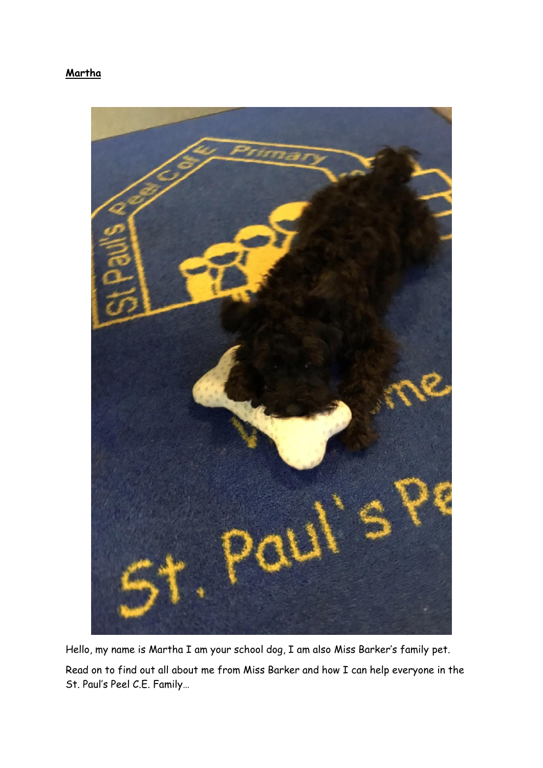**Martha**

Hello, my name is Martha I am your school dog, I am also Miss Barker's family pet.

Read on to find out all about me from Miss Barker and how I can help everyone in the St. Paul's Peel C.E. Family…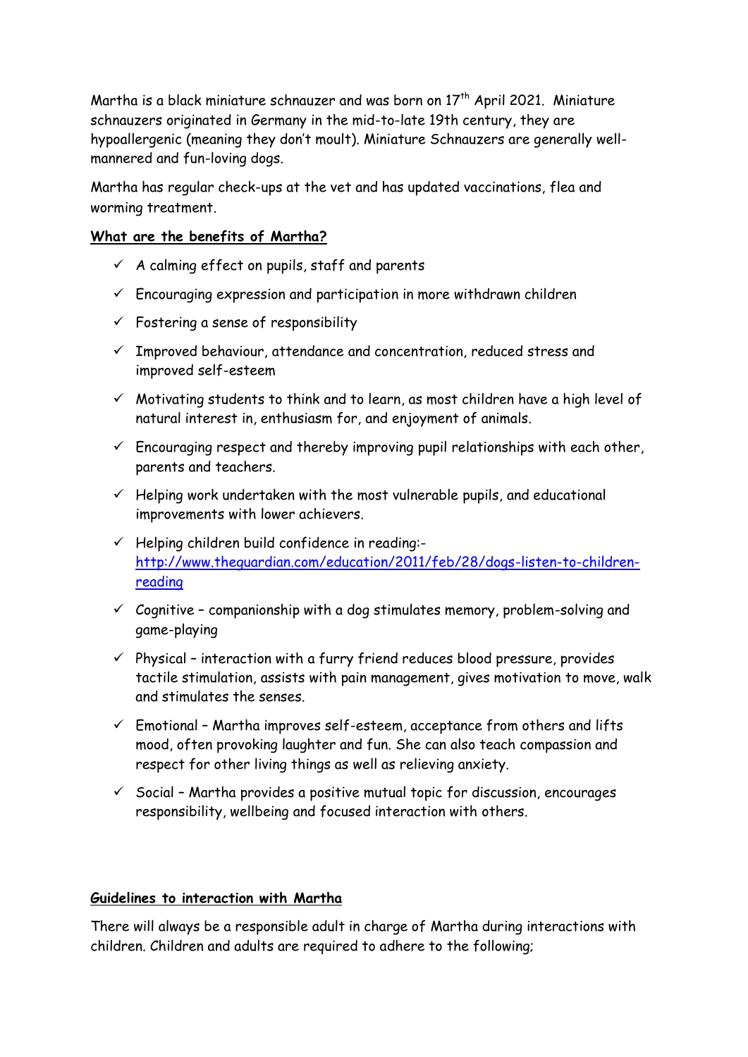Martha is a black miniature schnauzer and was born on 17th April 2021. Miniature schnauzers originated in Germany in the mid-to-late 19th century, they are hypoallergenic (meaning they don't moult). Miniature Schnauzers are generally well-mannered and fun-loving dogs.

Martha has regular check-ups at the vet and has updated vaccinations, flea and worming treatment.

**What are the benefits of Martha?**

- ✓ A calming effect on pupils, staff and parents
- ✓ Encouraging expression and participation in more withdrawn children
- ✓ Fostering a sense of responsibility
- ✓ Improved behaviour, attendance and concentration, reduced stress and improved self-esteem
- ✓ Motivating students to think and to learn, as most children have a high level of natural interest in, enthusiasm for, and enjoyment of animals.
- ✓ Encouraging respect and thereby improving pupil relationships with each other, parents and teachers.
- ✓ Helping work undertaken with the most vulnerable pupils, and educational improvements with lower achievers.
- ✓ Helping children build confidence in reading:- [http://www.theguardian.com/education/2011/feb/28/dogs-listen-to-children-reading](http://www.theguardian.com/education/2011/feb/28/dogs-listen-to-children-reading)
- ✓ Cognitive – companionship with a dog stimulates memory, problem-solving and game-playing
- ✓ Physical – interaction with a furry friend reduces blood pressure, provides tactile stimulation, assists with pain management, gives motivation to move, walk and stimulates the senses.
- ✓ Emotional – Martha improves self-esteem, acceptance from others and lifts mood, often provoking laughter and fun. She can also teach compassion and respect for other living things as well as relieving anxiety.
- ✓ Social – Martha provides a positive mutual topic for discussion, encourages responsibility, wellbeing and focused interaction with others.

**Guidelines to interaction with Martha**

There will always be a responsible adult in charge of Martha during interactions with children. Children and adults are required to adhere to the following;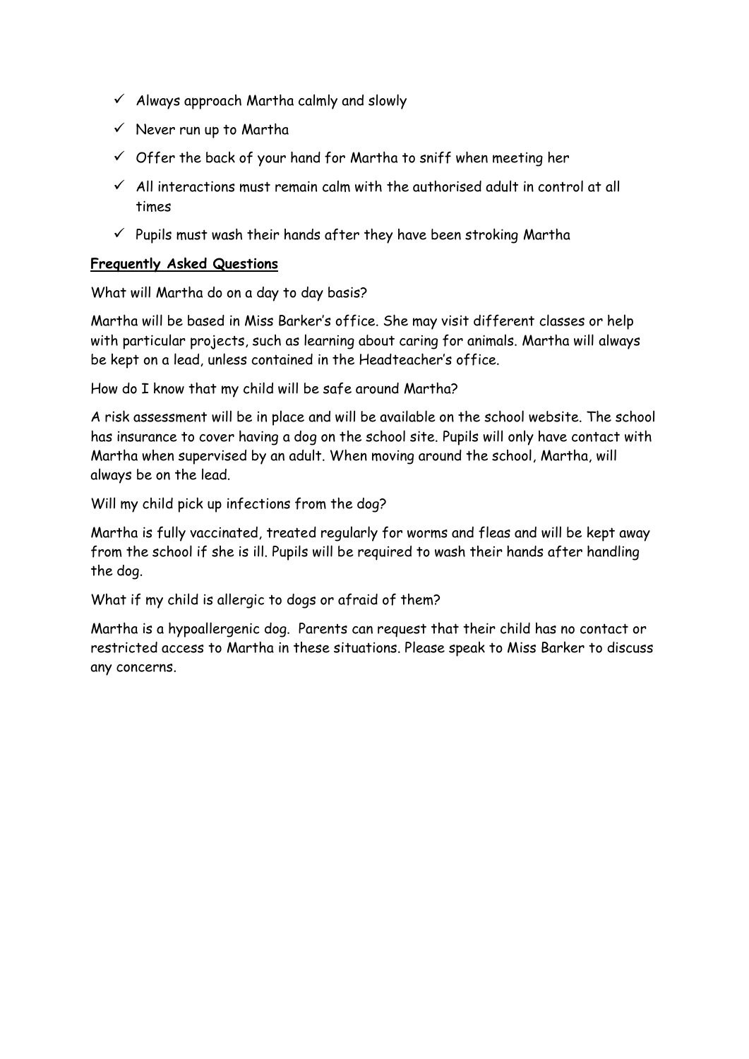- ✓ Always approach Martha calmly and slowly
- ✓ Never run up to Martha
- ✓ Offer the back of your hand for Martha to sniff when meeting her
- ✓ All interactions must remain calm with the authorised adult in control at all times
- ✓ Pupils must wash their hands after they have been stroking Martha

**Frequently Asked Questions**

What will Martha do on a day to day basis?

Martha will be based in Miss Barker's office. She may visit different classes or help with particular projects, such as learning about caring for animals. Martha will always be kept on a lead, unless contained in the Headteacher's office.

How do I know that my child will be safe around Martha?

A risk assessment will be in place and will be available on the school website. The school has insurance to cover having a dog on the school site. Pupils will only have contact with Martha when supervised by an adult. When moving around the school, Martha, will always be on the lead.

Will my child pick up infections from the dog?

Martha is fully vaccinated, treated regularly for worms and fleas and will be kept away from the school if she is ill. Pupils will be required to wash their hands after handling the dog.

What if my child is allergic to dogs or afraid of them?

Martha is a hypoallergenic dog. Parents can request that their child has no contact or restricted access to Martha in these situations. Please speak to Miss Barker to discuss any concerns.